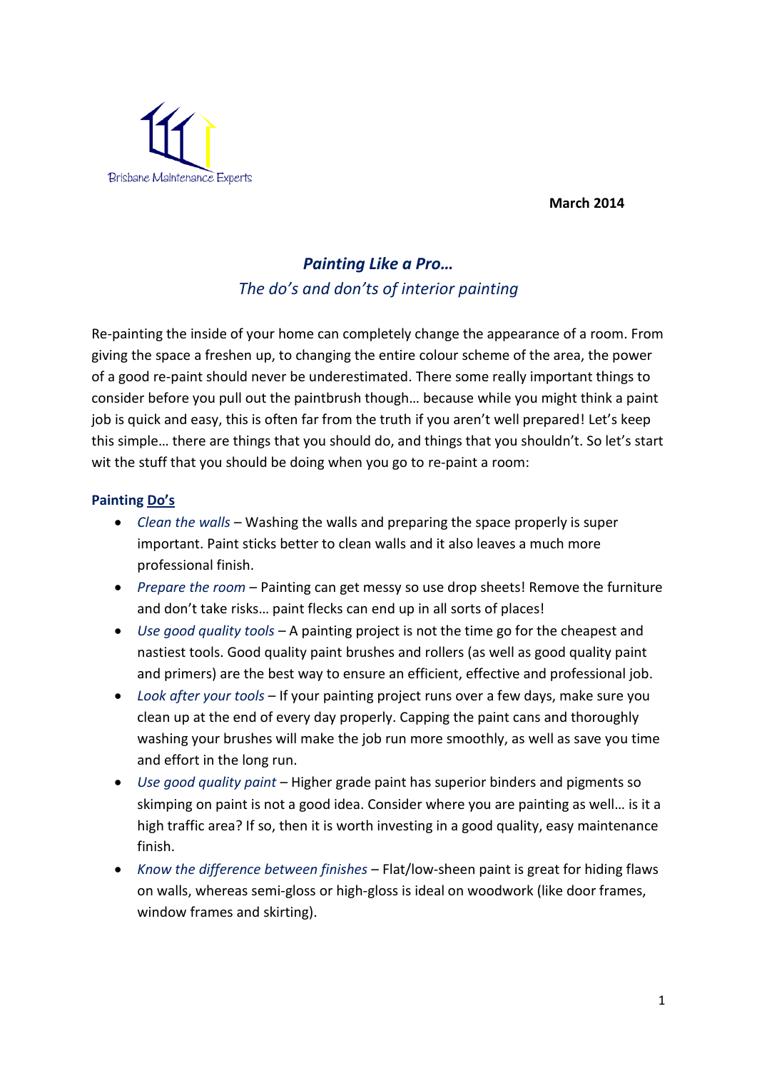Brisbane Maintenance Experts

**March 2014**

## *Painting Like a Pro…*

### *The do's and don'ts of interior painting*

Re-painting the inside of your home can completely change the appearance of a room. From giving the space a freshen up, to changing the entire colour scheme of the area, the power of a good re-paint should never be underestimated. There some really important things to consider before you pull out the paintbrush though… because while you might think a paint job is quick and easy, this is often far from the truth if you aren't well prepared! Let's keep this simple… there are things that you should do, and things that you shouldn't. So let's start wit the stuff that you should be doing when you go to re-paint a room:

**Painting Do's**

- *Clean the walls* – Washing the walls and preparing the space properly is super important. Paint sticks better to clean walls and it also leaves a much more professional finish.
- *Prepare the room* – Painting can get messy so use drop sheets! Remove the furniture and don't take risks… paint flecks can end up in all sorts of places!
- *Use good quality tools* – A painting project is not the time go for the cheapest and nastiest tools. Good quality paint brushes and rollers (as well as good quality paint and primers) are the best way to ensure an efficient, effective and professional job.
- *Look after your tools* – If your painting project runs over a few days, make sure you clean up at the end of every day properly. Capping the paint cans and thoroughly washing your brushes will make the job run more smoothly, as well as save you time and effort in the long run.
- *Use good quality paint* – Higher grade paint has superior binders and pigments so skimping on paint is not a good idea. Consider where you are painting as well… is it a high traffic area? If so, then it is worth investing in a good quality, easy maintenance finish.
- *Know the difference between finishes* – Flat/low-sheen paint is great for hiding flaws on walls, whereas semi-gloss or high-gloss is ideal on woodwork (like door frames, window frames and skirting).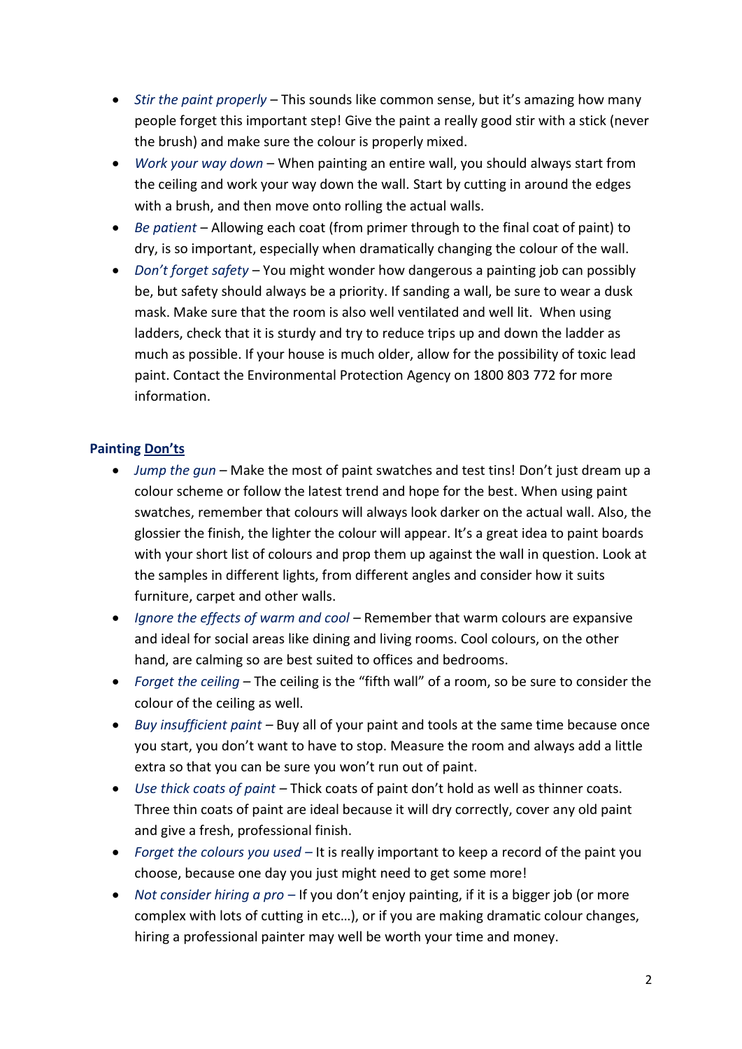- *Stir the paint properly* – This sounds like common sense, but it's amazing how many people forget this important step! Give the paint a really good stir with a stick (never the brush) and make sure the colour is properly mixed.
- *Work your way down* – When painting an entire wall, you should always start from the ceiling and work your way down the wall. Start by cutting in around the edges with a brush, and then move onto rolling the actual walls.
- *Be patient* – Allowing each coat (from primer through to the final coat of paint) to dry, is so important, especially when dramatically changing the colour of the wall.
- *Don't forget safety* – You might wonder how dangerous a painting job can possibly be, but safety should always be a priority. If sanding a wall, be sure to wear a dusk mask. Make sure that the room is also well ventilated and well lit. When using ladders, check that it is sturdy and try to reduce trips up and down the ladder as much as possible. If your house is much older, allow for the possibility of toxic lead paint. Contact the Environmental Protection Agency on 1800 803 772 for more information.

**Painting <u>Don'ts</u>**

- *Jump the gun* – Make the most of paint swatches and test tins! Don't just dream up a colour scheme or follow the latest trend and hope for the best. When using paint swatches, remember that colours will always look darker on the actual wall. Also, the glossier the finish, the lighter the colour will appear. It's a great idea to paint boards with your short list of colours and prop them up against the wall in question. Look at the samples in different lights, from different angles and consider how it suits furniture, carpet and other walls.
- *Ignore the effects of warm and cool* – Remember that warm colours are expansive and ideal for social areas like dining and living rooms. Cool colours, on the other hand, are calming so are best suited to offices and bedrooms.
- *Forget the ceiling* – The ceiling is the "fifth wall" of a room, so be sure to consider the colour of the ceiling as well.
- *Buy insufficient paint* – Buy all of your paint and tools at the same time because once you start, you don't want to have to stop. Measure the room and always add a little extra so that you can be sure you won't run out of paint.
- *Use thick coats of paint* – Thick coats of paint don't hold as well as thinner coats. Three thin coats of paint are ideal because it will dry correctly, cover any old paint and give a fresh, professional finish.
- *Forget the colours you used* – It is really important to keep a record of the paint you choose, because one day you just might need to get some more!
- *Not consider hiring a pro* – If you don't enjoy painting, if it is a bigger job (or more complex with lots of cutting in etc…), or if you are making dramatic colour changes, hiring a professional painter may well be worth your time and money.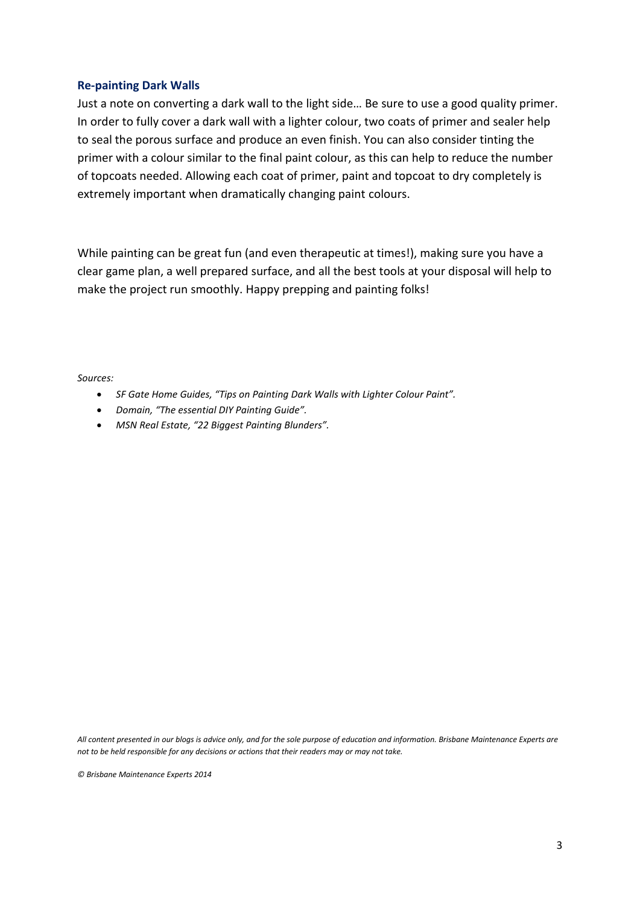### Re-painting Dark Walls

Just a note on converting a dark wall to the light side… Be sure to use a good quality primer. In order to fully cover a dark wall with a lighter colour, two coats of primer and sealer help to seal the porous surface and produce an even finish. You can also consider tinting the primer with a colour similar to the final paint colour, as this can help to reduce the number of topcoats needed. Allowing each coat of primer, paint and topcoat to dry completely is extremely important when dramatically changing paint colours.

While painting can be great fun (and even therapeutic at times!), making sure you have a clear game plan, a well prepared surface, and all the best tools at your disposal will help to make the project run smoothly. Happy prepping and painting folks!

*Sources:*

- *SF Gate Home Guides, "Tips on Painting Dark Walls with Lighter Colour Paint".*
- *Domain, "The essential DIY Painting Guide".*
- *MSN Real Estate, "22 Biggest Painting Blunders".*

*All content presented in our blogs is advice only, and for the sole purpose of education and information. Brisbane Maintenance Experts are not to be held responsible for any decisions or actions that their readers may or may not take.*

*© Brisbane Maintenance Experts 2014*